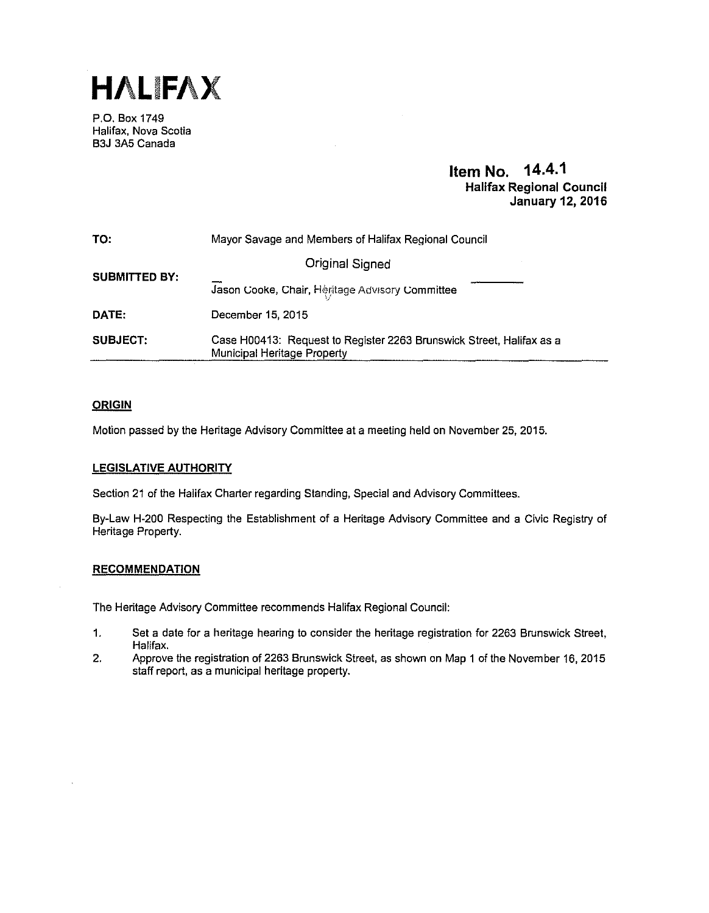# HALIFAX

P.O. Box 1749
Halifax, Nova Scotia
B3J 3A5 Canada

**Item No. 14.4.1**
**Halifax Regional Council**
**January 12, 2016**

| | |
|---|---|
| **TO:** | Mayor Savage and Members of Halifax Regional Council |
| **SUBMITTED BY:** | Original Signed<br>Jason Cooke, Chair, Heritage Advisory Committee |
| **DATE:** | December 15, 2015 |
| **SUBJECT:** | Case H00413: Request to Register 2263 Brunswick Street, Halifax as a Municipal Heritage Property |

## ORIGIN

Motion passed by the Heritage Advisory Committee at a meeting held on November 25, 2015.

## LEGISLATIVE AUTHORITY

Section 21 of the Halifax Charter regarding Standing, Special and Advisory Committees.

By-Law H-200 Respecting the Establishment of a Heritage Advisory Committee and a Civic Registry of Heritage Property.

## RECOMMENDATION

The Heritage Advisory Committee recommends Halifax Regional Council:

1. Set a date for a heritage hearing to consider the heritage registration for 2263 Brunswick Street, Halifax.
2. Approve the registration of 2263 Brunswick Street, as shown on Map 1 of the November 16, 2015 staff report, as a municipal heritage property.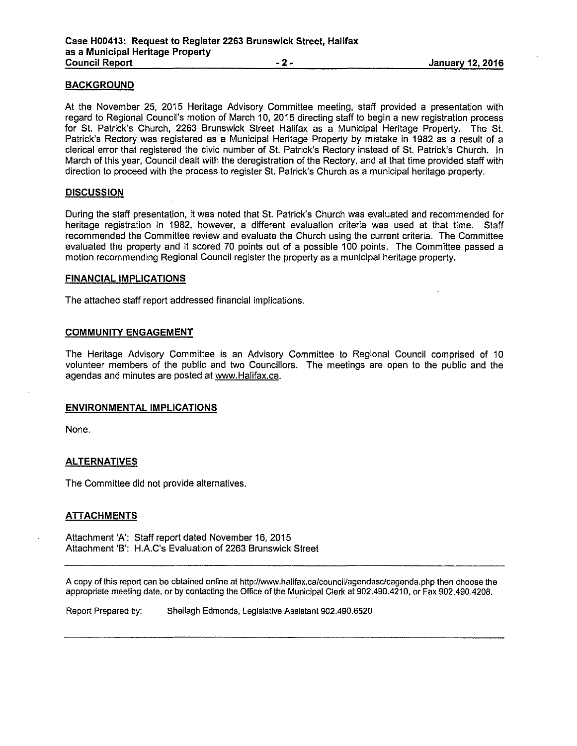## BACKGROUND

At the November 25, 2015 Heritage Advisory Committee meeting, staff provided a presentation with regard to Regional Council's motion of March 10, 2015 directing staff to begin a new registration process for St. Patrick's Church, 2263 Brunswick Street Halifax as a Municipal Heritage Property. The St. Patrick's Rectory was registered as a Municipal Heritage Property by mistake in 1982 as a result of a clerical error that registered the civic number of St. Patrick's Rectory instead of St. Patrick's Church. In March of this year, Council dealt with the deregistration of the Rectory, and at that time provided staff with direction to proceed with the process to register St. Patrick's Church as a municipal heritage property.

## DISCUSSION

During the staff presentation, it was noted that St. Patrick's Church was evaluated and recommended for heritage registration in 1982, however, a different evaluation criteria was used at that time. Staff recommended the Committee review and evaluate the Church using the current criteria. The Committee evaluated the property and it scored 70 points out of a possible 100 points. The Committee passed a motion recommending Regional Council register the property as a municipal heritage property.

## FINANCIAL IMPLICATIONS

The attached staff report addressed financial implications.

## COMMUNITY ENGAGEMENT

The Heritage Advisory Committee is an Advisory Committee to Regional Council comprised of 10 volunteer members of the public and two Councillors. The meetings are open to the public and the agendas and minutes are posted at www.Halifax.ca.

## ENVIRONMENTAL IMPLICATIONS

None.

## ALTERNATIVES

The Committee did not provide alternatives.

## ATTACHMENTS

Attachment 'A': Staff report dated November 16, 2015
Attachment 'B': H.A.C's Evaluation of 2263 Brunswick Street

---

A copy of this report can be obtained online at http://www.halifax.ca/council/agendasc/cagenda.php then choose the appropriate meeting date, or by contacting the Office of the Municipal Clerk at 902.490.4210, or Fax 902.490.4208.

Report Prepared by: Sheilagh Edmonds, Legislative Assistant 902.490.6520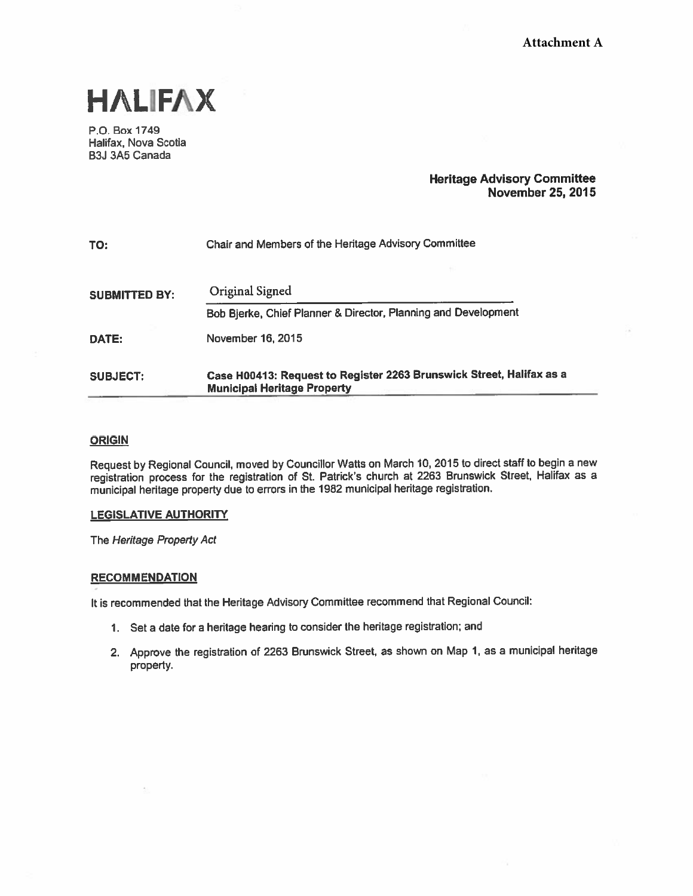**Attachment A**

# HALIFAX

P.O. Box 1749
Halifax, Nova Scotia
B3J 3A5 Canada

**Heritage Advisory Committee**
**November 25, 2015**

| | |
|---|---|
| **TO:** | Chair and Members of the Heritage Advisory Committee |
| **SUBMITTED BY:** | Original Signed<br>Bob Bjerke, Chief Planner & Director, Planning and Development |
| **DATE:** | November 16, 2015 |
| **SUBJECT:** | **Case H00413: Request to Register 2263 Brunswick Street, Halifax as a Municipal Heritage Property** |

## ORIGIN

Request by Regional Council, moved by Councillor Watts on March 10, 2015 to direct staff to begin a new registration process for the registration of St. Patrick's church at 2263 Brunswick Street, Halifax as a municipal heritage property due to errors in the 1982 municipal heritage registration.

## LEGISLATIVE AUTHORITY

The *Heritage Property Act*

## RECOMMENDATION

It is recommended that the Heritage Advisory Committee recommend that Regional Council:

1. Set a date for a heritage hearing to consider the heritage registration; and
2. Approve the registration of 2263 Brunswick Street, as shown on Map 1, as a municipal heritage property.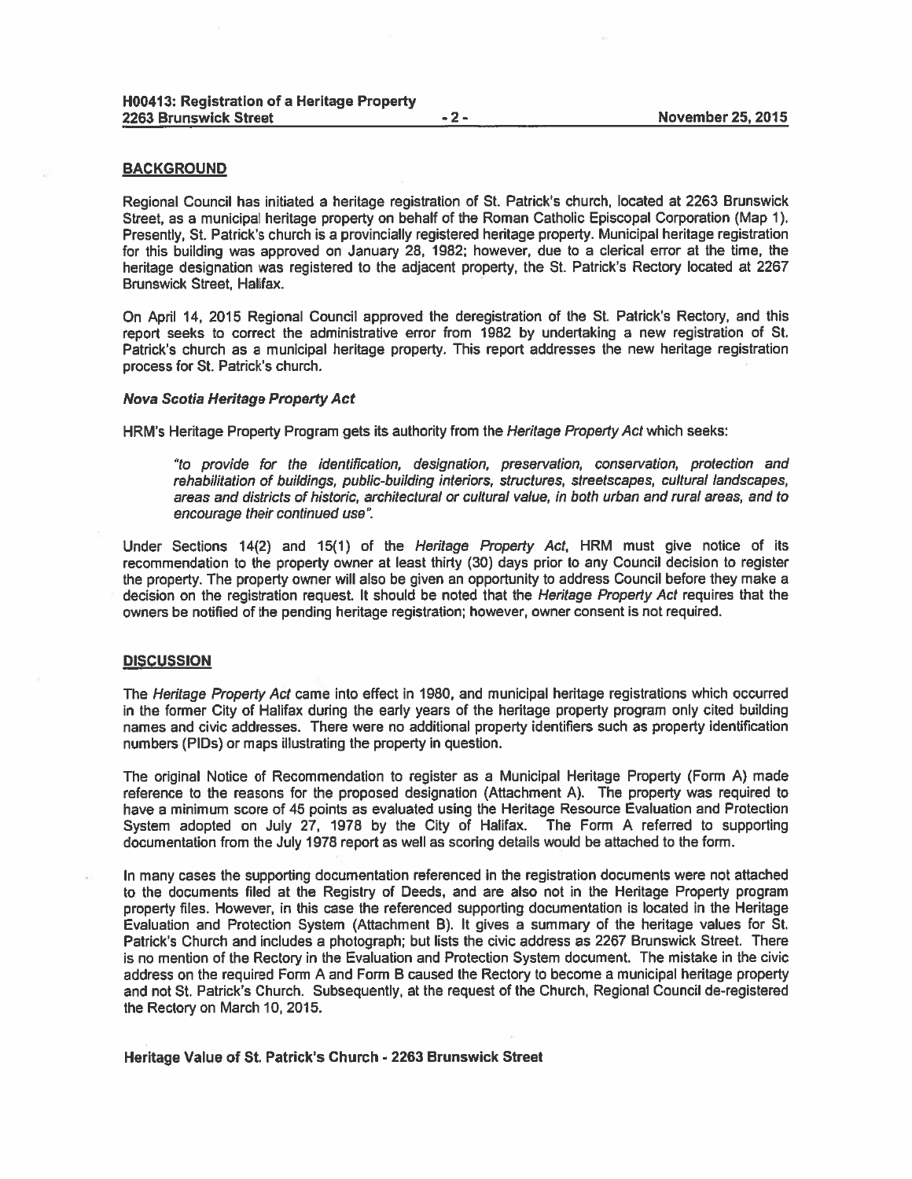## BACKGROUND

Regional Council has initiated a heritage registration of St. Patrick's church, located at 2263 Brunswick Street, as a municipal heritage property on behalf of the Roman Catholic Episcopal Corporation (Map 1). Presently, St. Patrick's church is a provincially registered heritage property. Municipal heritage registration for this building was approved on January 28, 1982; however, due to a clerical error at the time, the heritage designation was registered to the adjacent property, the St. Patrick's Rectory located at 2267 Brunswick Street, Halifax.

On April 14, 2015 Regional Council approved the deregistration of the St. Patrick's Rectory, and this report seeks to correct the administrative error from 1982 by undertaking a new registration of St. Patrick's church as a municipal heritage property. This report addresses the new heritage registration process for St. Patrick's church.

### *Nova Scotia Heritage Property Act*

HRM's Heritage Property Program gets its authority from the *Heritage Property Act* which seeks:

> *"to provide for the identification, designation, preservation, conservation, protection and rehabilitation of buildings, public-building interiors, structures, streetscapes, cultural landscapes, areas and districts of historic, architectural or cultural value, in both urban and rural areas, and to encourage their continued use".*

Under Sections 14(2) and 15(1) of the *Heritage Property Act*, HRM must give notice of its recommendation to the property owner at least thirty (30) days prior to any Council decision to register the property. The property owner will also be given an opportunity to address Council before they make a decision on the registration request. It should be noted that the *Heritage Property Act* requires that the owners be notified of the pending heritage registration; however, owner consent is not required.

## DISCUSSION

The *Heritage Property Act* came into effect in 1980, and municipal heritage registrations which occurred in the former City of Halifax during the early years of the heritage property program only cited building names and civic addresses. There were no additional property identifiers such as property identification numbers (PIDs) or maps illustrating the property in question.

The original Notice of Recommendation to register as a Municipal Heritage Property (Form A) made reference to the reasons for the proposed designation (Attachment A). The property was required to have a minimum score of 45 points as evaluated using the Heritage Resource Evaluation and Protection System adopted on July 27, 1978 by the City of Halifax. The Form A referred to supporting documentation from the July 1978 report as well as scoring details would be attached to the form.

In many cases the supporting documentation referenced in the registration documents were not attached to the documents filed at the Registry of Deeds, and are also not in the Heritage Property program property files. However, in this case the referenced supporting documentation is located in the Heritage Evaluation and Protection System (Attachment B). It gives a summary of the heritage values for St. Patrick's Church and includes a photograph; but lists the civic address as 2267 Brunswick Street. There is no mention of the Rectory in the Evaluation and Protection System document. The mistake in the civic address on the required Form A and Form B caused the Rectory to become a municipal heritage property and not St. Patrick's Church. Subsequently, at the request of the Church, Regional Council de-registered the Rectory on March 10, 2015.

### Heritage Value of St. Patrick's Church - 2263 Brunswick Street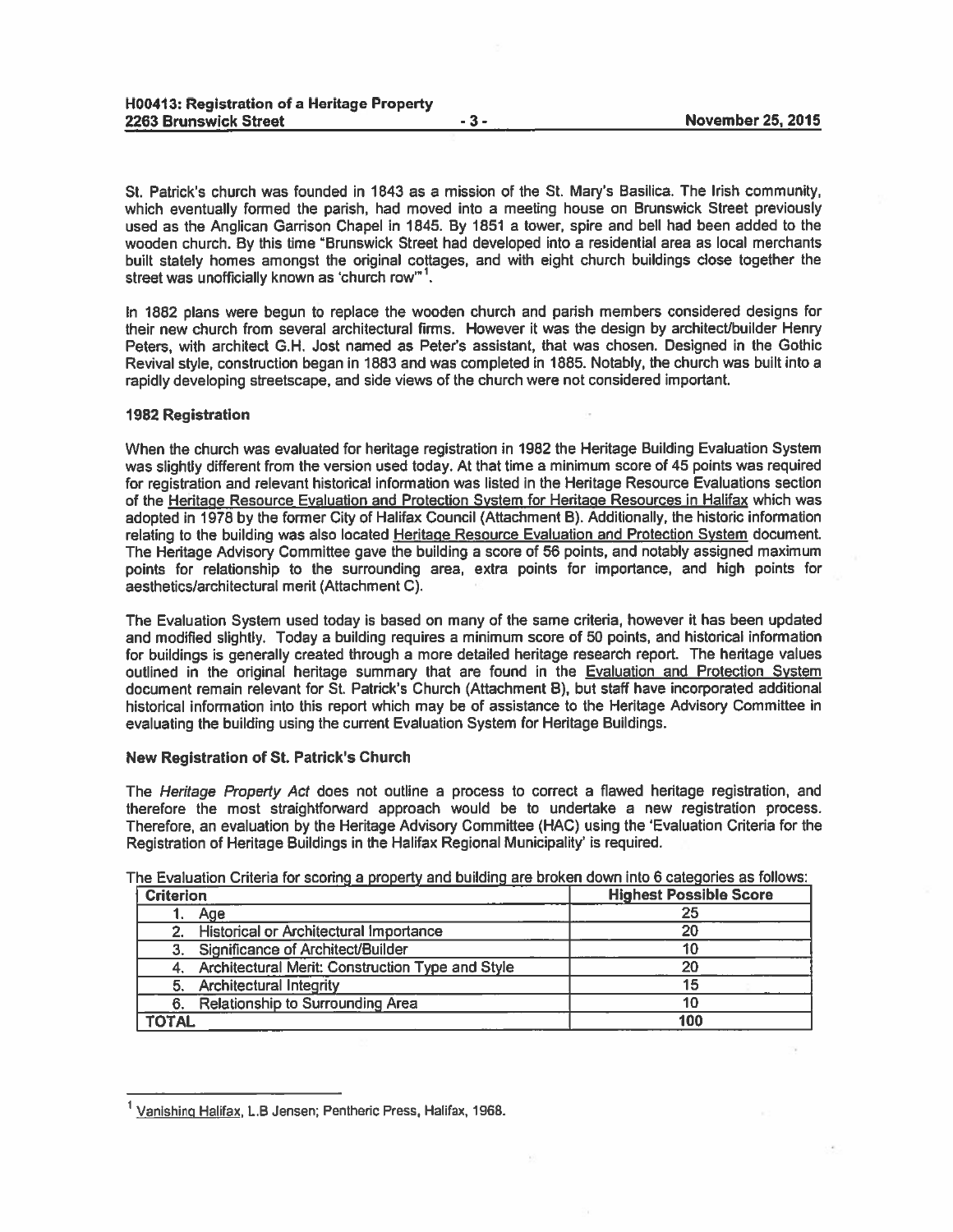St. Patrick's church was founded in 1843 as a mission of the St. Mary's Basilica. The Irish community, which eventually formed the parish, had moved into a meeting house on Brunswick Street previously used as the Anglican Garrison Chapel in 1845. By 1851 a tower, spire and bell had been added to the wooden church. By this time "Brunswick Street had developed into a residential area as local merchants built stately homes amongst the original cottages, and with eight church buildings close together the street was unofficially known as 'church row'"[1].

In 1882 plans were begun to replace the wooden church and parish members considered designs for their new church from several architectural firms. However it was the design by architect/builder Henry Peters, with architect G.H. Jost named as Peter's assistant, that was chosen. Designed in the Gothic Revival style, construction began in 1883 and was completed in 1885. Notably, the church was built into a rapidly developing streetscape, and side views of the church were not considered important.

### 1982 Registration

When the church was evaluated for heritage registration in 1982 the Heritage Building Evaluation System was slightly different from the version used today. At that time a minimum score of 45 points was required for registration and relevant historical information was listed in the Heritage Resource Evaluations section of the Heritage Resource Evaluation and Protection System for Heritage Resources in Halifax which was adopted in 1978 by the former City of Halifax Council (Attachment B). Additionally, the historic information relating to the building was also located Heritage Resource Evaluation and Protection System document. The Heritage Advisory Committee gave the building a score of 56 points, and notably assigned maximum points for relationship to the surrounding area, extra points for importance, and high points for aesthetics/architectural merit (Attachment C).

The Evaluation System used today is based on many of the same criteria, however it has been updated and modified slightly. Today a building requires a minimum score of 50 points, and historical information for buildings is generally created through a more detailed heritage research report. The heritage values outlined in the original heritage summary that are found in the Evaluation and Protection System document remain relevant for St. Patrick's Church (Attachment B), but staff have incorporated additional historical information into this report which may be of assistance to the Heritage Advisory Committee in evaluating the building using the current Evaluation System for Heritage Buildings.

### New Registration of St. Patrick's Church

The *Heritage Property Act* does not outline a process to correct a flawed heritage registration, and therefore the most straightforward approach would be to undertake a new registration process. Therefore, an evaluation by the Heritage Advisory Committee (HAC) using the 'Evaluation Criteria for the Registration of Heritage Buildings in the Halifax Regional Municipality' is required.

The Evaluation Criteria for scoring a property and building are broken down into 6 categories as follows:

| Criterion | Highest Possible Score |
|---|---|
| 1. Age | 25 |
| 2. Historical or Architectural Importance | 20 |
| 3. Significance of Architect/Builder | 10 |
| 4. Architectural Merit: Construction Type and Style | 20 |
| 5. Architectural Integrity | 15 |
| 6. Relationship to Surrounding Area | 10 |
| **TOTAL** | **100** |

[1] Vanishing Halifax, L.B Jensen; Pentheric Press, Halifax, 1968.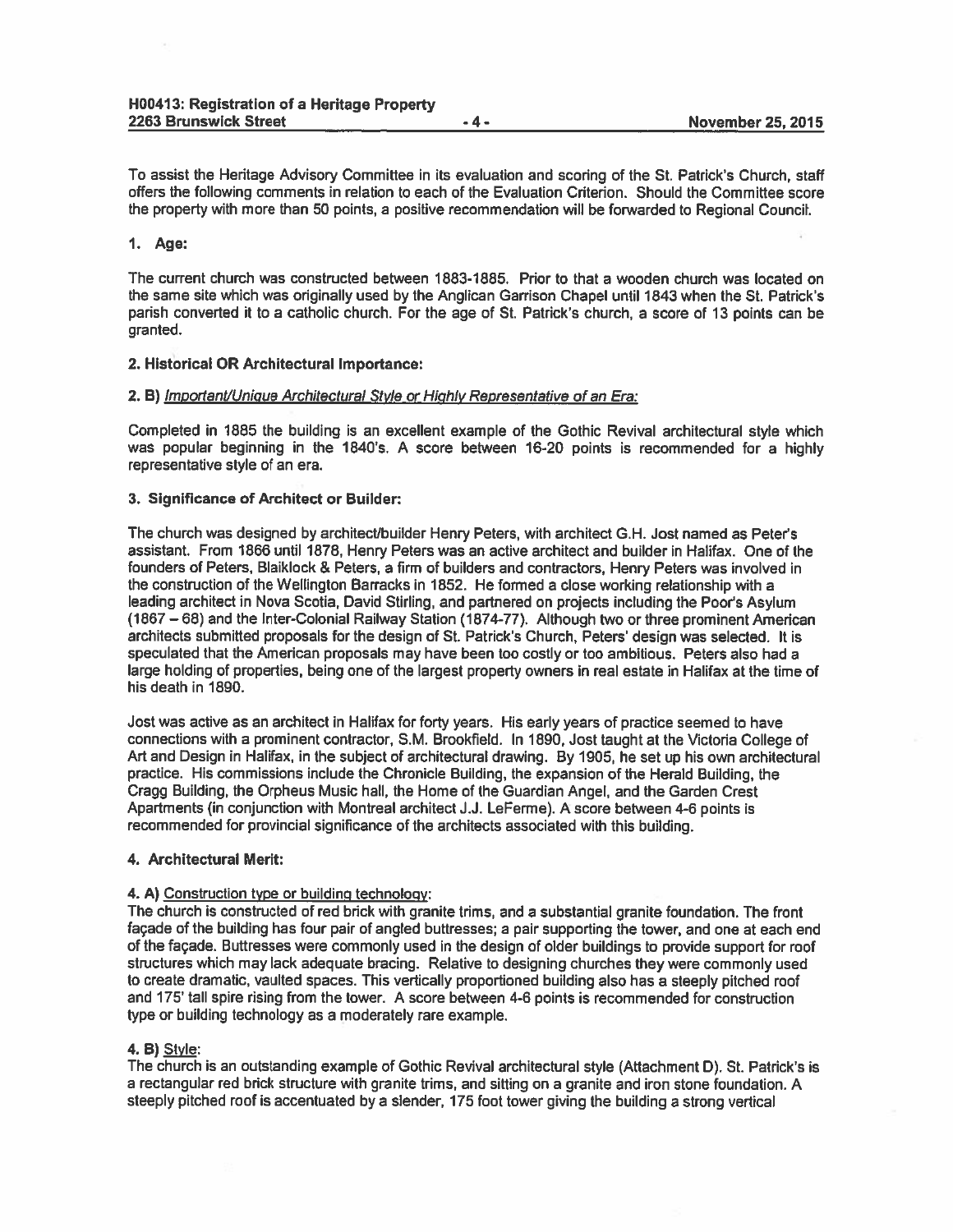To assist the Heritage Advisory Committee in its evaluation and scoring of the St. Patrick's Church, staff offers the following comments in relation to each of the Evaluation Criterion. Should the Committee score the property with more than 50 points, a positive recommendation will be forwarded to Regional Council.

## 1. Age:

The current church was constructed between 1883-1885. Prior to that a wooden church was located on the same site which was originally used by the Anglican Garrison Chapel until 1843 when the St. Patrick's parish converted it to a catholic church. For the age of St. Patrick's church, a score of 13 points can be granted.

## 2. Historical OR Architectural Importance:

### 2. B) *Important/Unique Architectural Style or Highly Representative of an Era:*

Completed in 1885 the building is an excellent example of the Gothic Revival architectural style which was popular beginning in the 1840's. A score between 16-20 points is recommended for a highly representative style of an era.

## 3. Significance of Architect or Builder:

The church was designed by architect/builder Henry Peters, with architect G.H. Jost named as Peter's assistant. From 1866 until 1878, Henry Peters was an active architect and builder in Halifax. One of the founders of Peters, Blaiklock & Peters, a firm of builders and contractors, Henry Peters was involved in the construction of the Wellington Barracks in 1852. He formed a close working relationship with a leading architect in Nova Scotia, David Stirling, and partnered on projects including the Poor's Asylum (1867 – 68) and the Inter-Colonial Railway Station (1874-77). Although two or three prominent American architects submitted proposals for the design of St. Patrick's Church, Peters' design was selected. It is speculated that the American proposals may have been too costly or too ambitious. Peters also had a large holding of properties, being one of the largest property owners in real estate in Halifax at the time of his death in 1890.

Jost was active as an architect in Halifax for forty years. His early years of practice seemed to have connections with a prominent contractor, S.M. Brookfield. In 1890, Jost taught at the Victoria College of Art and Design in Halifax, in the subject of architectural drawing. By 1905, he set up his own architectural practice. His commissions include the Chronicle Building, the expansion of the Herald Building, the Cragg Building, the Orpheus Music hall, the Home of the Guardian Angel, and the Garden Crest Apartments (in conjunction with Montreal architect J.J. LeFerme). A score between 4-6 points is recommended for provincial significance of the architects associated with this building.

## 4. Architectural Merit:

### 4. A) Construction type or building technology:

The church is constructed of red brick with granite trims, and a substantial granite foundation. The front façade of the building has four pair of angled buttresses; a pair supporting the tower, and one at each end of the façade. Buttresses were commonly used in the design of older buildings to provide support for roof structures which may lack adequate bracing. Relative to designing churches they were commonly used to create dramatic, vaulted spaces. This vertically proportioned building also has a steeply pitched roof and 175' tall spire rising from the tower. A score between 4-6 points is recommended for construction type or building technology as a moderately rare example.

### 4. B) Style:

The church is an outstanding example of Gothic Revival architectural style (Attachment D). St. Patrick's is a rectangular red brick structure with granite trims, and sitting on a granite and iron stone foundation. A steeply pitched roof is accentuated by a slender, 175 foot tower giving the building a strong vertical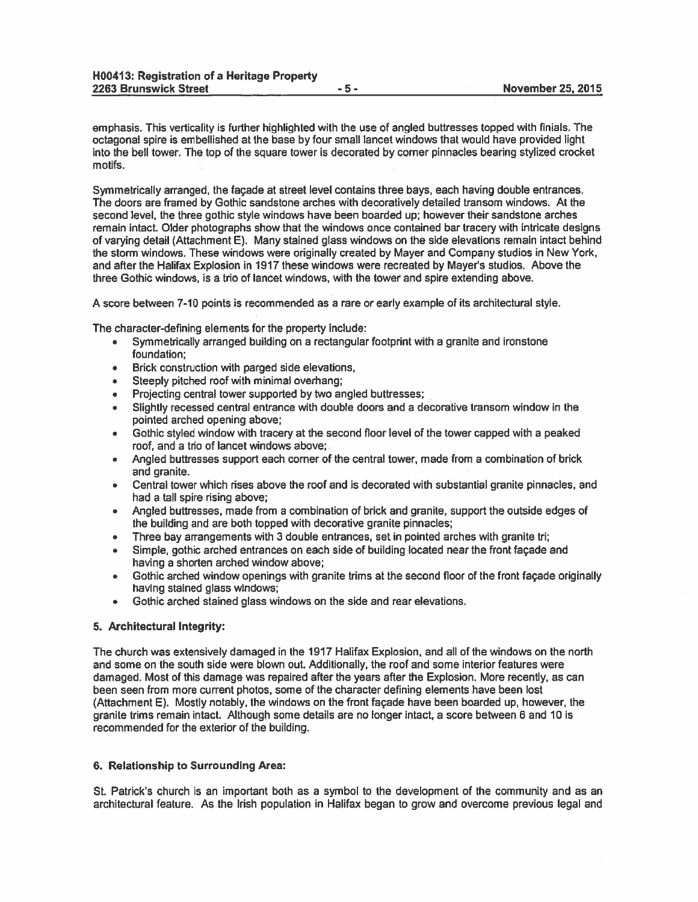emphasis. This verticality is further highlighted with the use of angled buttresses topped with finials. The octagonal spire is embellished at the base by four small lancet windows that would have provided light into the bell tower. The top of the square tower is decorated by corner pinnacles bearing stylized crocket motifs.

Symmetrically arranged, the façade at street level contains three bays, each having double entrances. The doors are framed by Gothic sandstone arches with decoratively detailed transom windows. At the second level, the three gothic style windows have been boarded up; however their sandstone arches remain intact. Older photographs show that the windows once contained bar tracery with intricate designs of varying detail (Attachment E). Many stained glass windows on the side elevations remain intact behind the storm windows. These windows were originally created by Mayer and Company studios in New York, and after the Halifax Explosion in 1917 these windows were recreated by Mayer's studios. Above the three Gothic windows, is a trio of lancet windows, with the tower and spire extending above.

A score between 7-10 points is recommended as a rare or early example of its architectural style.

The character-defining elements for the property include:

- Symmetrically arranged building on a rectangular footprint with a granite and ironstone foundation;
- Brick construction with parged side elevations,
- Steeply pitched roof with minimal overhang;
- Projecting central tower supported by two angled buttresses;
- Slightly recessed central entrance with double doors and a decorative transom window in the pointed arched opening above;
- Gothic styled window with tracery at the second floor level of the tower capped with a peaked roof, and a trio of lancet windows above;
- Angled buttresses support each corner of the central tower, made from a combination of brick and granite.
- Central tower which rises above the roof and is decorated with substantial granite pinnacles, and had a tall spire rising above;
- Angled buttresses, made from a combination of brick and granite, support the outside edges of the building and are both topped with decorative granite pinnacles;
- Three bay arrangements with 3 double entrances, set in pointed arches with granite tri;
- Simple, gothic arched entrances on each side of building located near the front façade and having a shorten arched window above;
- Gothic arched window openings with granite trims at the second floor of the front façade originally having stained glass windows;
- Gothic arched stained glass windows on the side and rear elevations.

## 5. Architectural Integrity:

The church was extensively damaged in the 1917 Halifax Explosion, and all of the windows on the north and some on the south side were blown out. Additionally, the roof and some interior features were damaged. Most of this damage was repaired after the years after the Explosion. More recently, as can been seen from more current photos, some of the character defining elements have been lost (Attachment E). Mostly notably, the windows on the front façade have been boarded up, however, the granite trims remain intact. Although some details are no longer intact, a score between 6 and 10 is recommended for the exterior of the building.

## 6. Relationship to Surrounding Area:

St. Patrick's church is an important both as a symbol to the development of the community and as an architectural feature. As the Irish population in Halifax began to grow and overcome previous legal and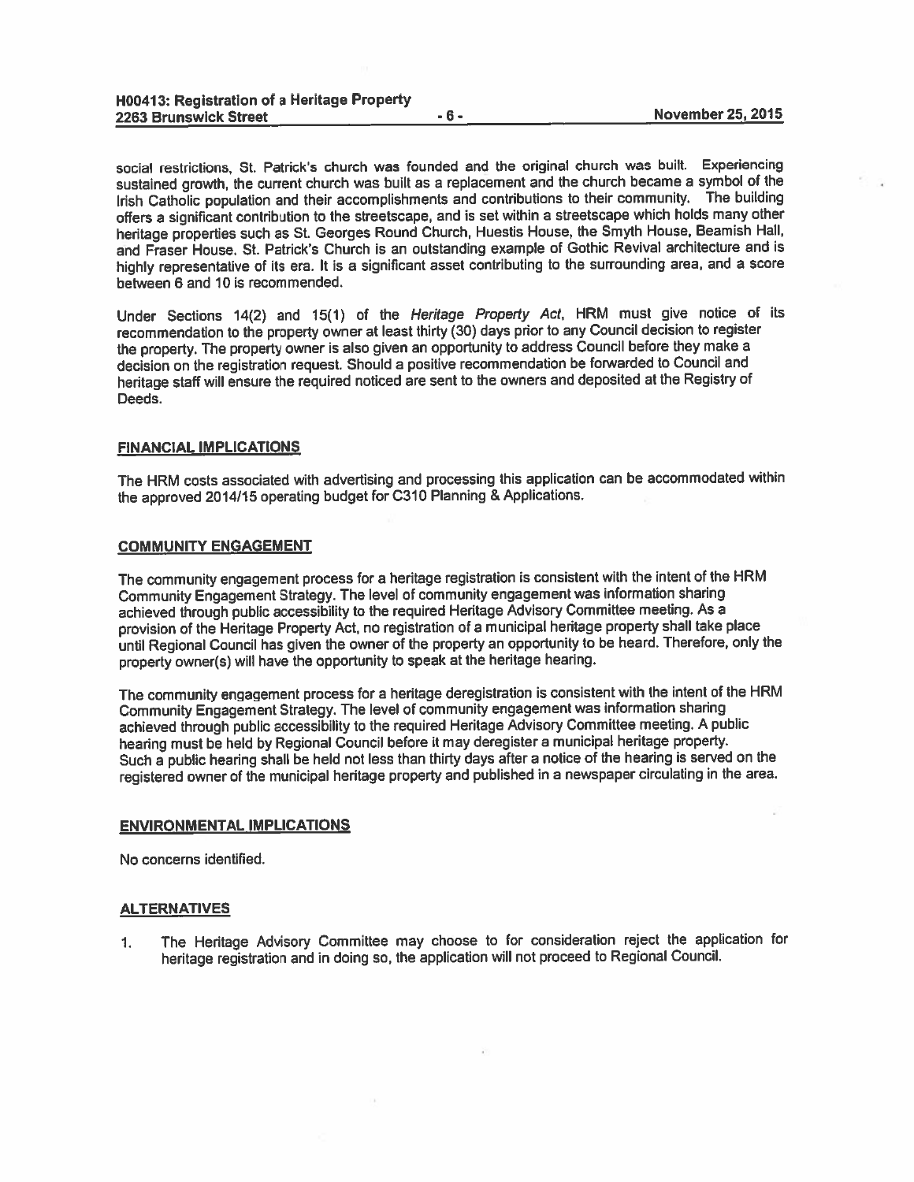social restrictions, St. Patrick's church was founded and the original church was built. Experiencing sustained growth, the current church was built as a replacement and the church became a symbol of the Irish Catholic population and their accomplishments and contributions to their community. The building offers a significant contribution to the streetscape, and is set within a streetscape which holds many other heritage properties such as St. Georges Round Church, Huestis House, the Smyth House, Beamish Hall, and Fraser House. St. Patrick's Church is an outstanding example of Gothic Revival architecture and is highly representative of its era. It is a significant asset contributing to the surrounding area, and a score between 6 and 10 is recommended.

Under Sections 14(2) and 15(1) of the *Heritage Property Act*, HRM must give notice of its recommendation to the property owner at least thirty (30) days prior to any Council decision to register the property. The property owner is also given an opportunity to address Council before they make a decision on the registration request. Should a positive recommendation be forwarded to Council and heritage staff will ensure the required noticed are sent to the owners and deposited at the Registry of Deeds.

## FINANCIAL IMPLICATIONS

The HRM costs associated with advertising and processing this application can be accommodated within the approved 2014/15 operating budget for C310 Planning & Applications.

## COMMUNITY ENGAGEMENT

The community engagement process for a heritage registration is consistent with the intent of the HRM Community Engagement Strategy. The level of community engagement was information sharing achieved through public accessibility to the required Heritage Advisory Committee meeting. As a provision of the Heritage Property Act, no registration of a municipal heritage property shall take place until Regional Council has given the owner of the property an opportunity to be heard. Therefore, only the property owner(s) will have the opportunity to speak at the heritage hearing.

The community engagement process for a heritage deregistration is consistent with the intent of the HRM Community Engagement Strategy. The level of community engagement was information sharing achieved through public accessibility to the required Heritage Advisory Committee meeting. A public hearing must be held by Regional Council before it may deregister a municipal heritage property. Such a public hearing shall be held not less than thirty days after a notice of the hearing is served on the registered owner of the municipal heritage property and published in a newspaper circulating in the area.

## ENVIRONMENTAL IMPLICATIONS

No concerns identified.

## ALTERNATIVES

1. The Heritage Advisory Committee may choose to for consideration reject the application for heritage registration and in doing so, the application will not proceed to Regional Council.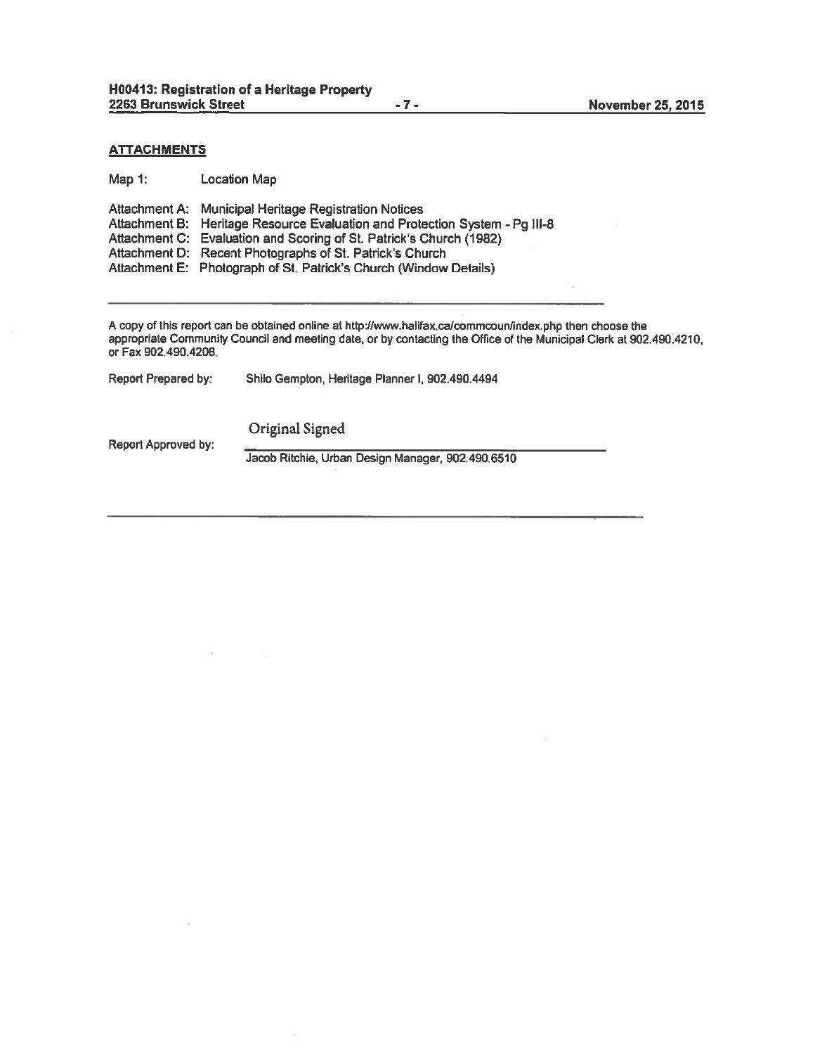## ATTACHMENTS

Map 1: Location Map

Attachment A: Municipal Heritage Registration Notices
Attachment B: Heritage Resource Evaluation and Protection System - Pg III-8
Attachment C: Evaluation and Scoring of St. Patrick's Church (1982)
Attachment D: Recent Photographs of St. Patrick's Church
Attachment E: Photograph of St. Patrick's Church (Window Details)

---

A copy of this report can be obtained online at http://www.halifax.ca/commcoun/index.php then choose the appropriate Community Council and meeting date, or by contacting the Office of the Municipal Clerk at 902.490.4210, or Fax 902.490.4208.

Report Prepared by: Shilo Gempton, Heritage Planner I, 902.490.4494

Report Approved by: Original Signed

Jacob Ritchie, Urban Design Manager, 902.490.6510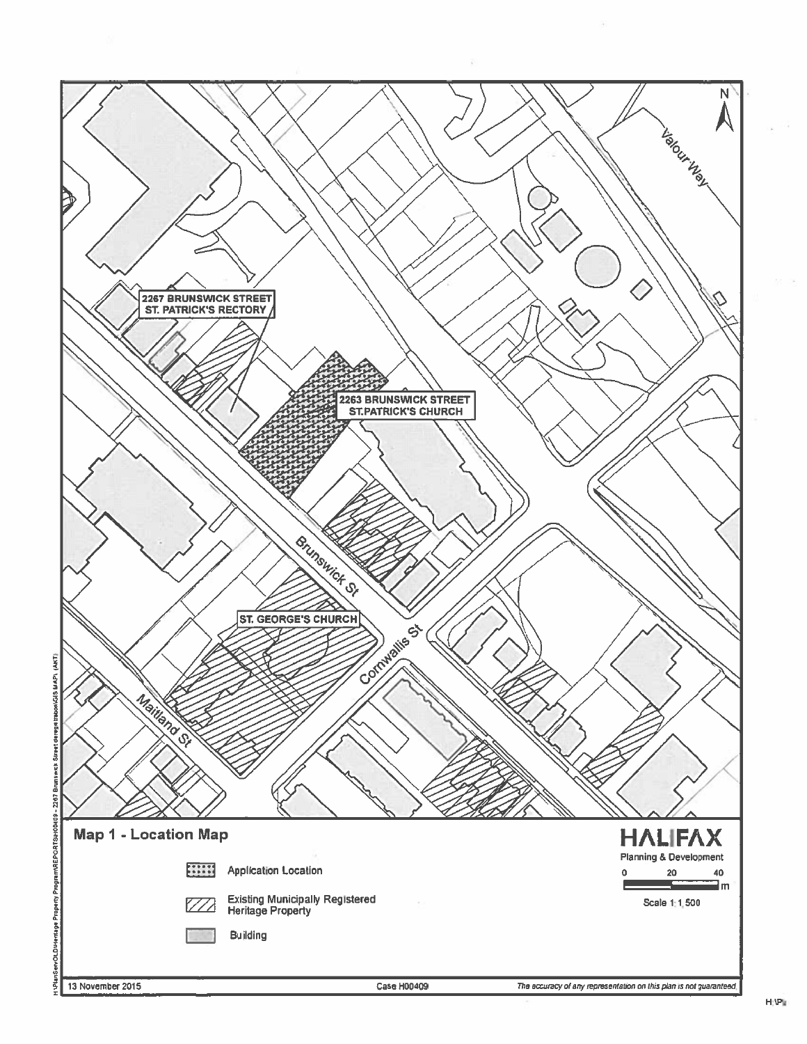2267 BRUNSWICK STREET
ST. PATRICK'S RECTORY

2263 BRUNSWICK STREET
ST.PATRICK'S CHURCH

ST. GEORGE'S CHURCH

Valour Way

Brunswick St

Cornwallis St

Maitland St

N

## Map 1 - Location Map

Application Location

Existing Municipally Registered Heritage Property

Building

HALIFAX
Planning & Development

0 20 40 m

Scale 1:1,500

13 November 2015

Case H00409

*The accuracy of any representation on this plan is not guaranteed.*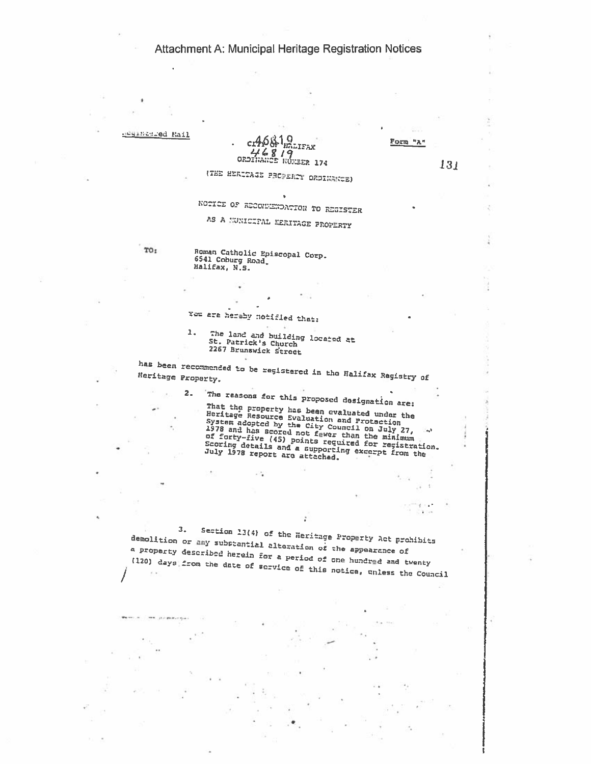# Attachment A: Municipal Heritage Registration Notices

Registered Mail

CITY OF HALIFAX

46819

ORDINANCE NUMBER 174

(THE HERITAGE PROPERTY ORDINANCE)

Form "A"

131

NOTICE OF RECOMMENDATION TO REGISTER

AS A MUNICIPAL HERITAGE PROPERTY

TO:

Roman Catholic Episcopal Corp.
6541 Coburg Road
Halifax, N.S.

You are hereby notified that:

1. The land and building located at
St. Patrick's Church
2267 Brunswick Street

has been recommended to be registered in the Halifax Registry of Heritage Property.

2. The reasons for this proposed designation are:

That the property has been evaluated under the Heritage Resource Evaluation and Protection System adopted by the City Council on July 27, 1978 and has scored not fewer than the minimum of forty-five (45) points required for registration. Scoring details and a supporting excerpt from the July 1978 report are attached.

3. Section 13(4) of the Heritage Property Act prohibits demolition or any substantial alteration of the appearance of a property described herein for a period of one hundred and twenty (120) days from the date of service of this notice, unless the Council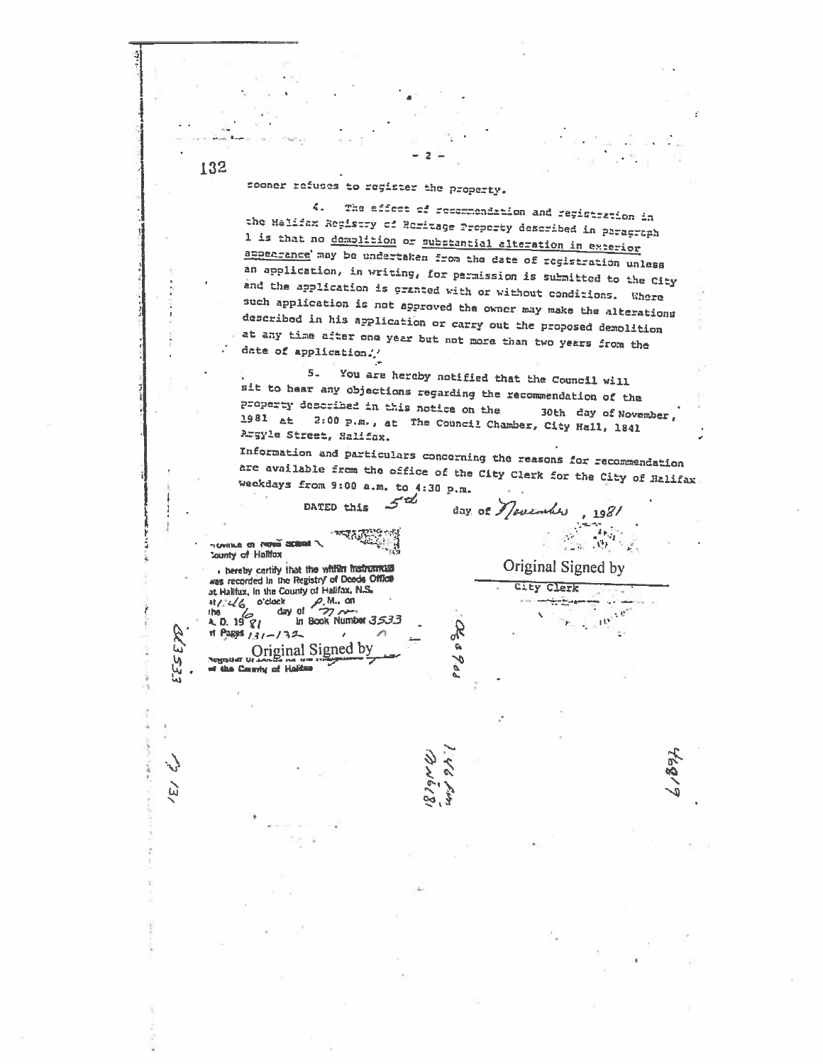sooner refuses to register the property.

4. The effect of recommendation and registration in the Halifax Registry of Heritage Property described in paragraph 1 is that no demolition or substantial alteration in exterior appearance may be undertaken from the date of registration unless an application, in writing, for permission is submitted to the City and the application is granted with or without conditions. Where such application is not approved the owner may make the alterations described in his application or carry out the proposed demolition at any time after one year but not more than two years from the date of application.

5. You are hereby notified that the Council will sit to hear any objections regarding the recommendation of the property described in this notice on the 30th day of November, 1981 at 2:00 p.m., at The Council Chamber, City Hall, 1841 Argyle Street, Halifax.

Information and particulars concerning the reasons for recommendation are available from the office of the City Clerk for the City of Halifax weekdays from 9:00 a.m. to 4:30 p.m.

DATED this 5th day of November, 1981

Original Signed by

City Clerk

Province of Nova Scotia
County of Halifax

I hereby certify that the within instrument was recorded in the Registry of Deeds Office at Halifax, in the County of Halifax, N.S. at 1:46 o'clock P.M., on the 6 day of Nov A. D. 1981 in Book Number 3533 at Pages 131-132

Original Signed by

Registrar of Deeds for the Registration District of the County of Halifax

BK3533

P. 131

146 PM
Nov 6/81

46819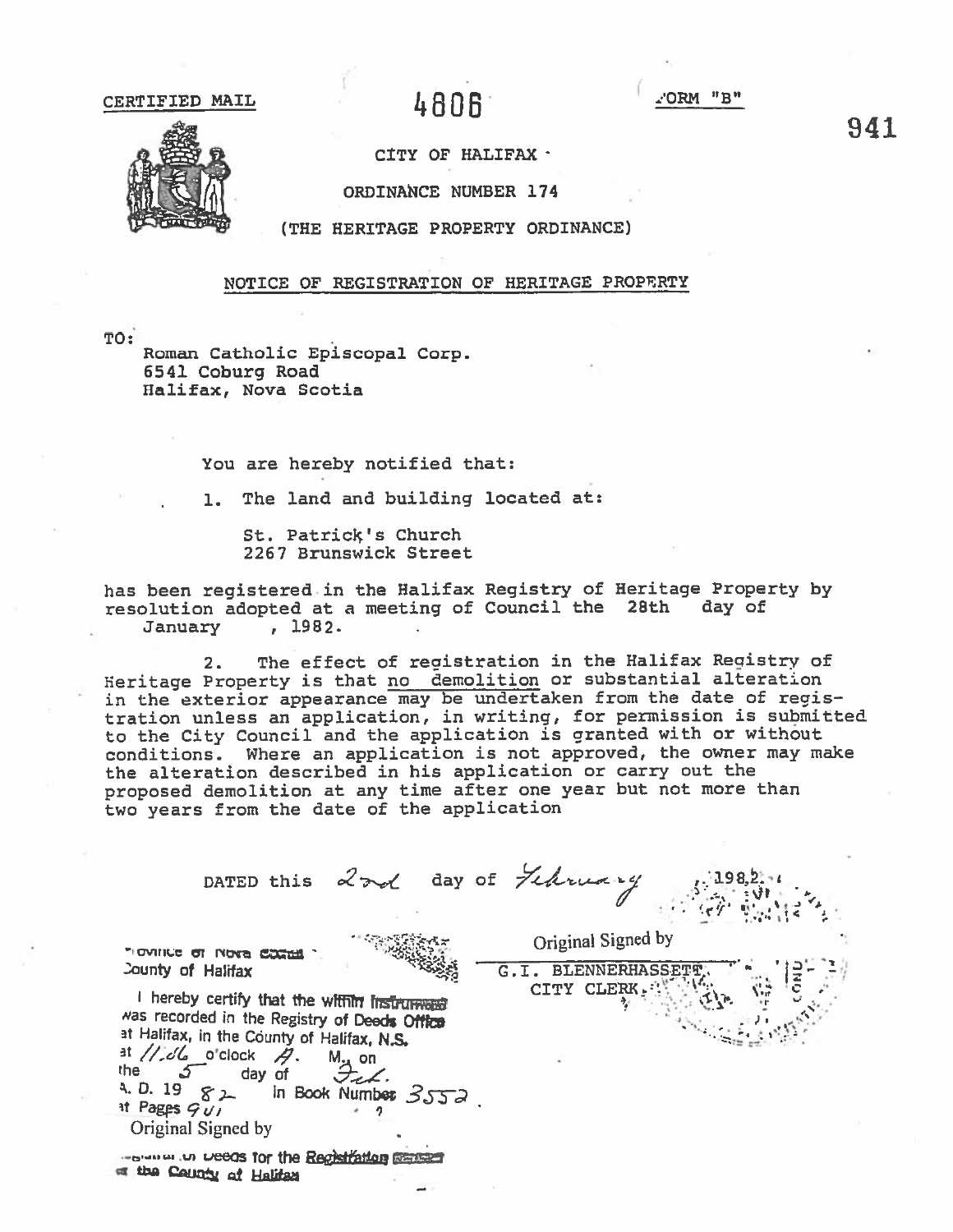CERTIFIED MAIL

4806

FORM "B"

941

CITY OF HALIFAX

ORDINANCE NUMBER 174

(THE HERITAGE PROPERTY ORDINANCE)

NOTICE OF REGISTRATION OF HERITAGE PROPERTY

TO:

Roman Catholic Episcopal Corp.
6541 Coburg Road
Halifax, Nova Scotia

You are hereby notified that:

1. The land and building located at:

St. Patrick's Church
2267 Brunswick Street

has been registered in the Halifax Registry of Heritage Property by resolution adopted at a meeting of Council the 28th day of January, 1982.

2. The effect of registration in the Halifax Registry of Heritage Property is that no demolition or substantial alteration in the exterior appearance may be undertaken from the date of registration unless an application, in writing, for permission is submitted to the City Council and the application is granted with or without conditions. Where an application is not approved, the owner may make the alteration described in his application or carry out the proposed demolition at any time after one year but not more than two years from the date of the application

DATED this 2nd day of February, 1982.

Original Signed by

G.I. BLENNERHASSETT,
CITY CLERK.

Province of Nova Scotia
County of Halifax

I hereby certify that the within instrument was recorded in the Registry of Deeds Office at Halifax, in the County of Halifax, N.S. at 11:06 o'clock A. M., on the 5 day of Feb. A. D. 19 82 In Book Number 3552 at Pages 941

Original Signed by

Registrar of Deeds for the Registration District of the County of Halifax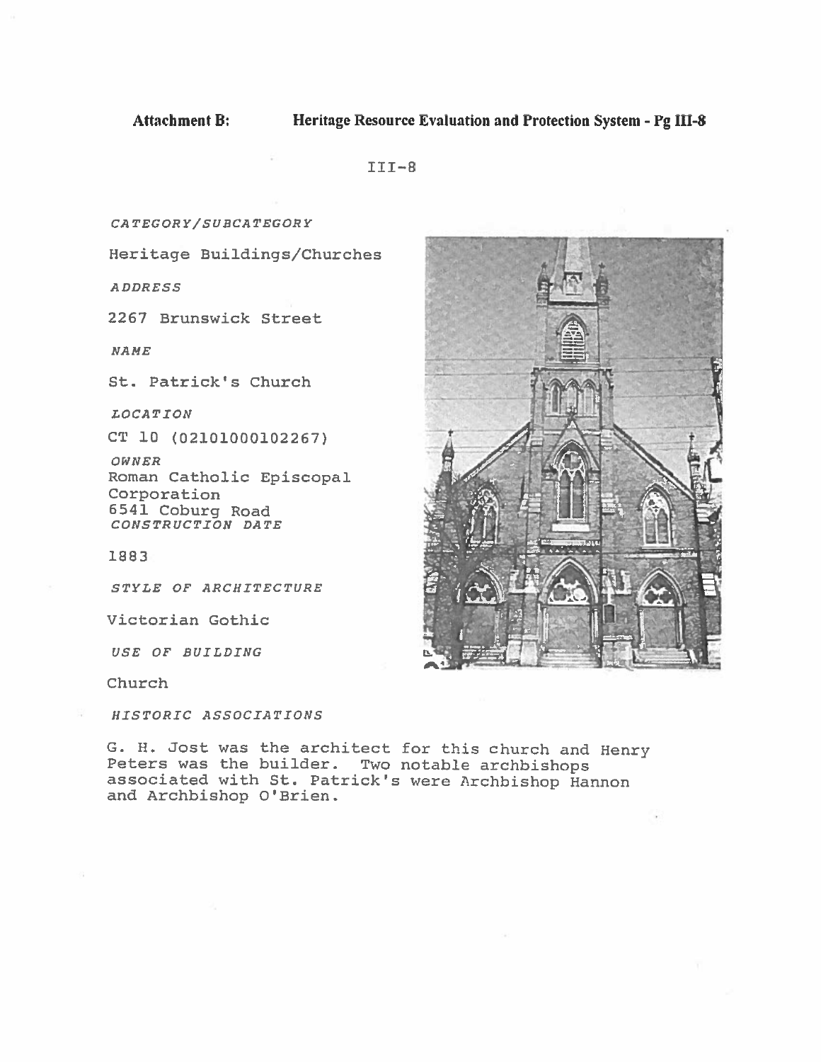**Attachment B: Heritage Resource Evaluation and Protection System - Pg III-8**

III-8

*CATEGORY/SUBCATEGORY*

Heritage Buildings/Churches

*ADDRESS*

2267 Brunswick Street

*NAME*

St. Patrick's Church

*LOCATION*

CT 10 (02101000102267)

*OWNER*

Roman Catholic Episcopal Corporation
6541 Coburg Road

*CONSTRUCTION DATE*

1883

*STYLE OF ARCHITECTURE*

Victorian Gothic

*USE OF BUILDING*

Church

*HISTORIC ASSOCIATIONS*

G. H. Jost was the architect for this church and Henry Peters was the builder. Two notable archbishops associated with St. Patrick's were Archbishop Hannon and Archbishop O'Brien.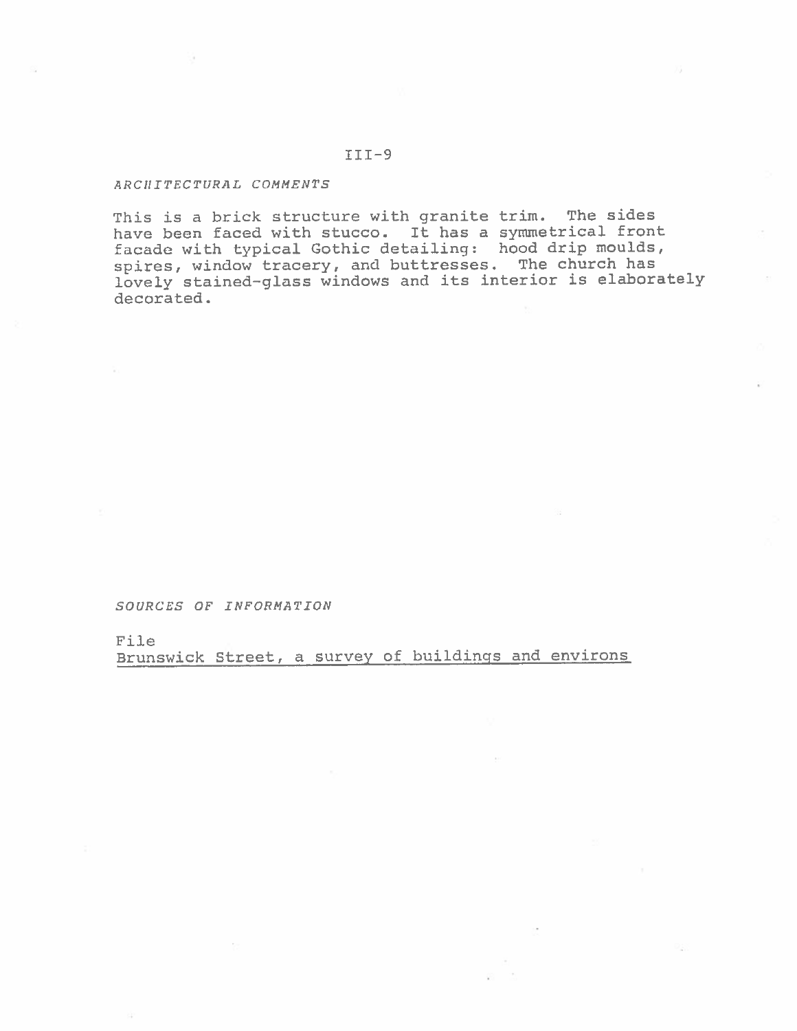*ARCHITECTURAL COMMENTS*

This is a brick structure with granite trim. The sides have been faced with stucco. It has a symmetrical front facade with typical Gothic detailing: hood drip moulds, spires, window tracery, and buttresses. The church has lovely stained-glass windows and its interior is elaborately decorated.

*SOURCES OF INFORMATION*

File
Brunswick Street, a survey of buildings and environs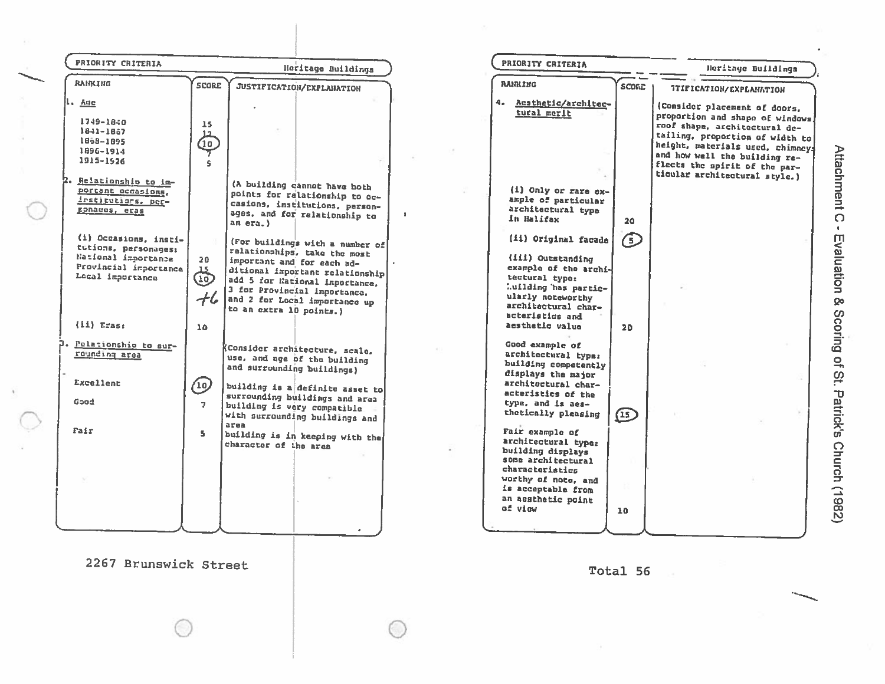Attachment C - Evaluation & Scoring of St. Patrick's Church (1982)

**PRIORITY CRITERIA** — Heritage Buildings

| RANKING | SCORE | JUSTIFICATION/EXPLANATION |
|---|---|---|
| **1. Age** | | |
| 1749-1840 | 15 | |
| 1841-1867 | 12 | |
| 1868-1895 | (10) | |
| 1896-1914 | 7 | |
| 1915-1926 | 5 | |
| **2. Relationship to important occasions, institutions, personages, eras** | | (A building cannot have both points for relationship to occasions, institutions, personages, and for relationship to an era.) |
| (i) Occasions, institutions, personages: | | (For buildings with a number of relationships, take the most important and for each additional important relationship add 5 for National importance, 3 for Provincial importance, and 2 for Local importance up to an extra 10 points.) |
| National importance | 20 | |
| Provincial importance | 15 | |
| Local importance | (10) +6 | |
| (ii) Eras: | 10 | |
| **3. Relationship to surrounding area** | | (Consider architecture, scale, use, and age of the building and surrounding buildings) |
| Excellent | (10) | building is a definite asset to surrounding buildings and area |
| Good | 7 | building is very compatible with surrounding buildings and area |
| Fair | 5 | building is in keeping with the character of the area |

2267 Brunswick Street

**PRIORITY CRITERIA** — Heritage Buildings

| RANKING | SCORE | JUSTIFICATION/EXPLANATION |
|---|---|---|
| **4. Aesthetic/architectural merit** | | (Consider placement of doors, proportion and shape of windows, roof shape, architectural detailing, proportion of width to height, materials used, chimneys and how well the building reflects the spirit of the particular architectural style.) |
| (i) Only or rare example of particular architectural type in Halifax | 20 | |
| (ii) Original facade | (5) | |
| (iii) Outstanding example of the architectural type: building has particularly noteworthy architectural characteristics and aesthetic value | 20 | |
| Good example of architectural type: building competently displays the major architectural characteristics of the type, and is aesthetically pleasing | (15) | |
| Fair example of architectural type: building displays some architectural characteristics worthy of note, and is acceptable from an aesthetic point of view | 10 | |

Total 56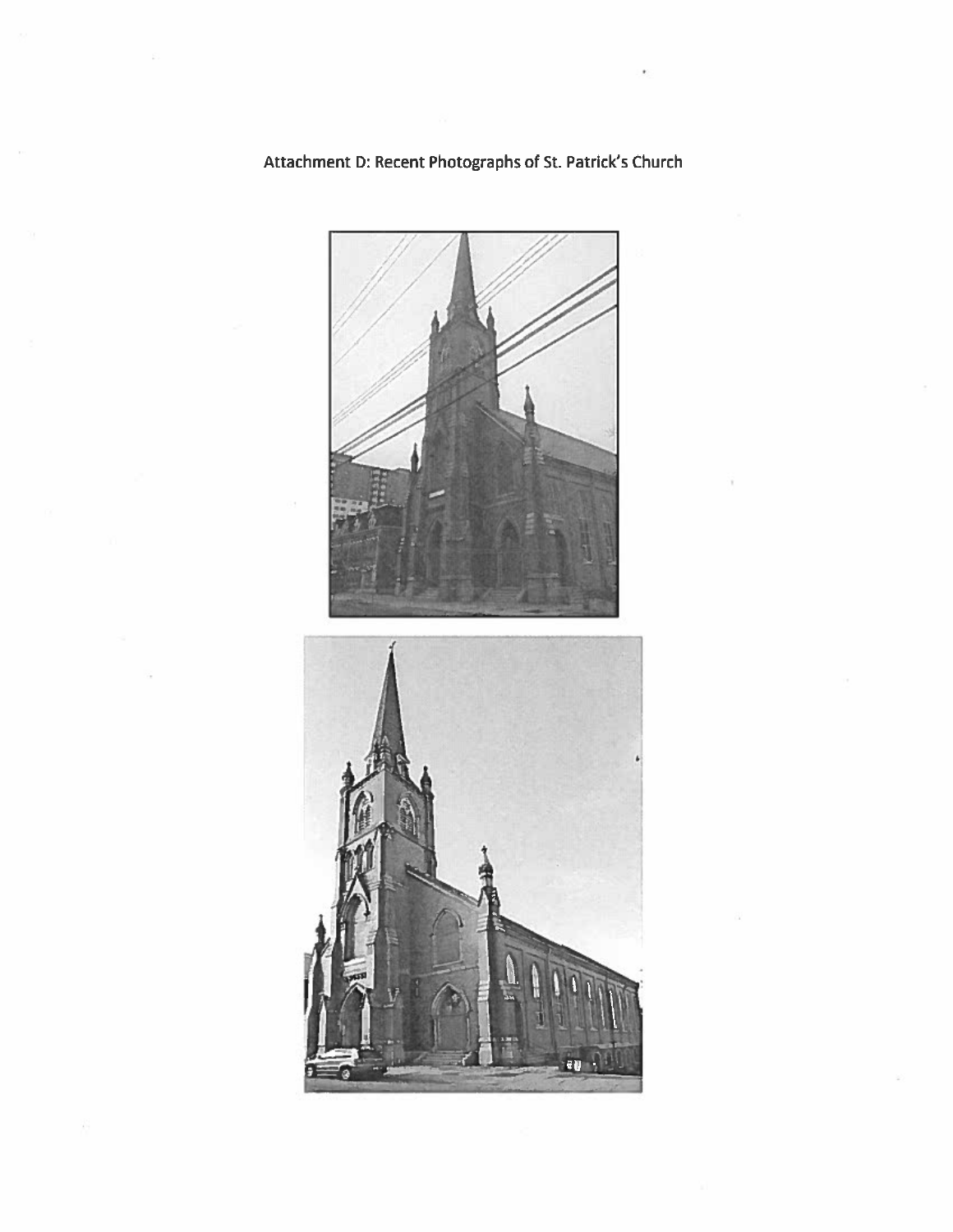Attachment D: Recent Photographs of St. Patrick's Church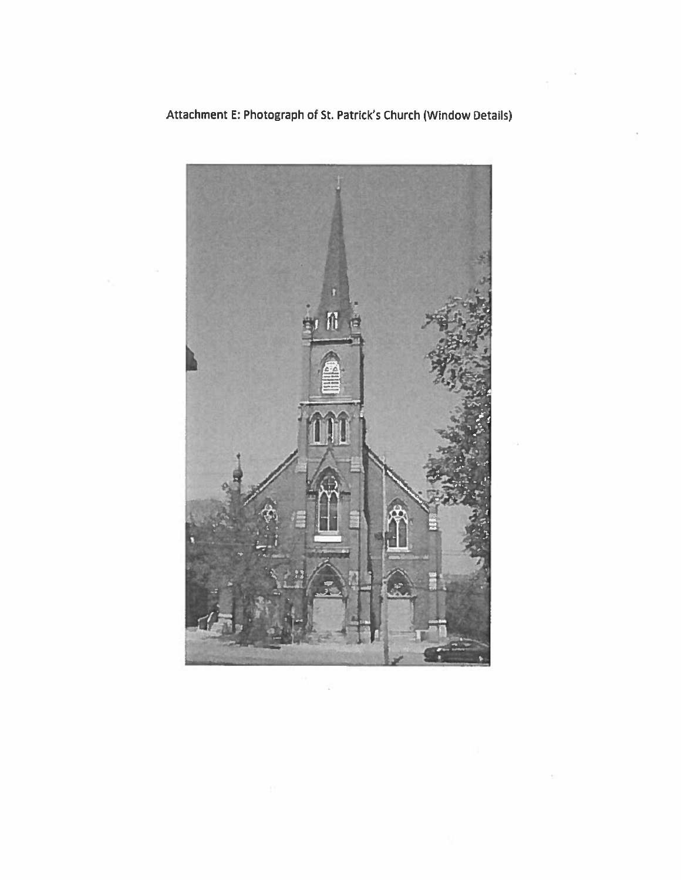Attachment E: Photograph of St. Patrick's Church (Window Details)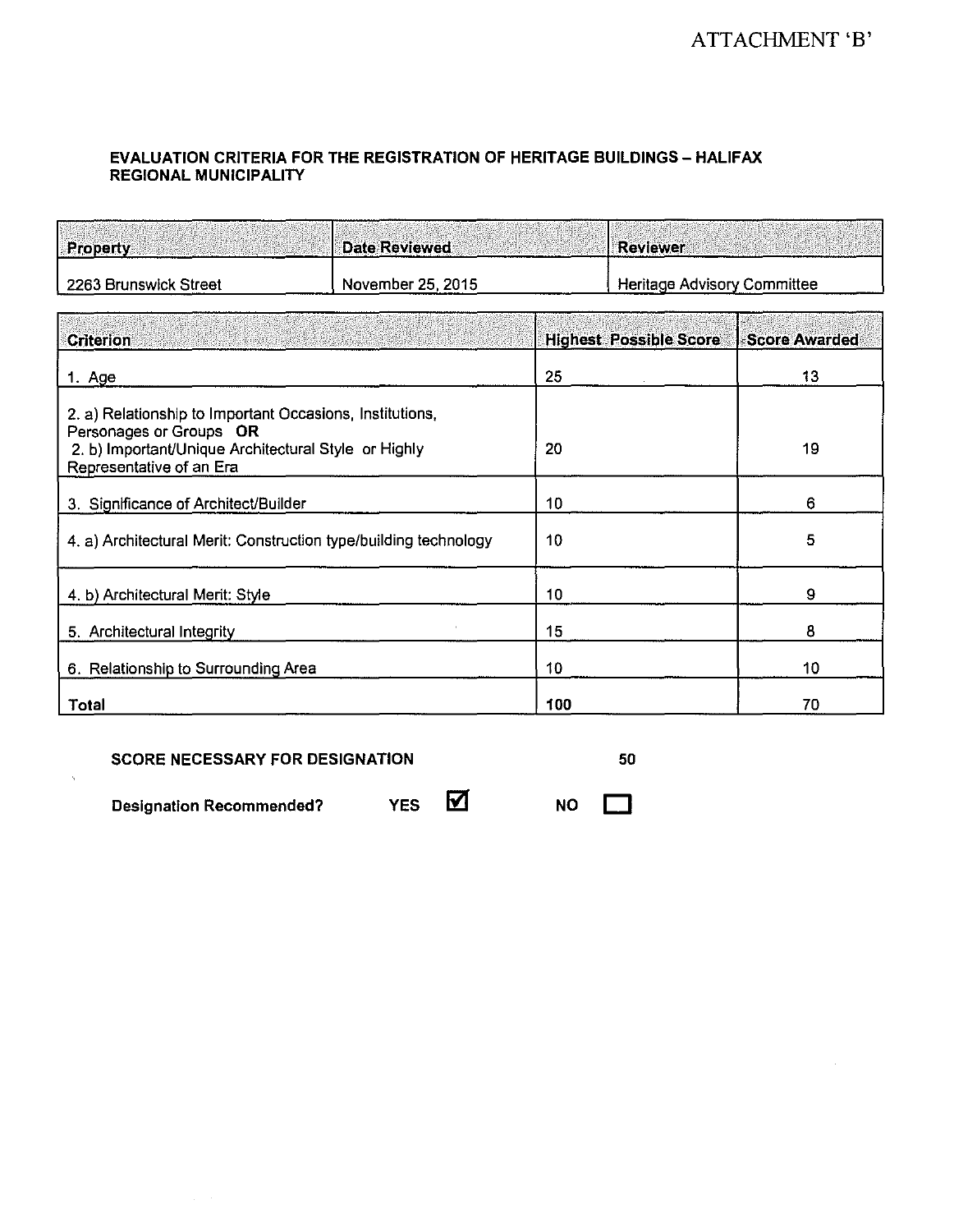ATTACHMENT 'B'

**EVALUATION CRITERIA FOR THE REGISTRATION OF HERITAGE BUILDINGS – HALIFAX REGIONAL MUNICIPALITY**

| Property | Date Reviewed | Reviewer |
|---|---|---|
| 2263 Brunswick Street | November 25, 2015 | Heritage Advisory Committee |

| Criterion | Highest Possible Score | Score Awarded |
|---|---|---|
| 1. Age | 25 | 13 |
| 2. a) Relationship to Important Occasions, Institutions, Personages or Groups **OR** 2. b) Important/Unique Architectural Style or Highly Representative of an Era | 20 | 19 |
| 3. Significance of Architect/Builder | 10 | 6 |
| 4. a) Architectural Merit: Construction type/building technology | 10 | 5 |
| 4. b) Architectural Merit: Style | 10 | 9 |
| 5. Architectural Integrity | 15 | 8 |
| 6. Relationship to Surrounding Area | 10 | 10 |
| **Total** | **100** | 70 |

**SCORE NECESSARY FOR DESIGNATION** **50**

**Designation Recommended?** **YES** ☑ **NO** ☐